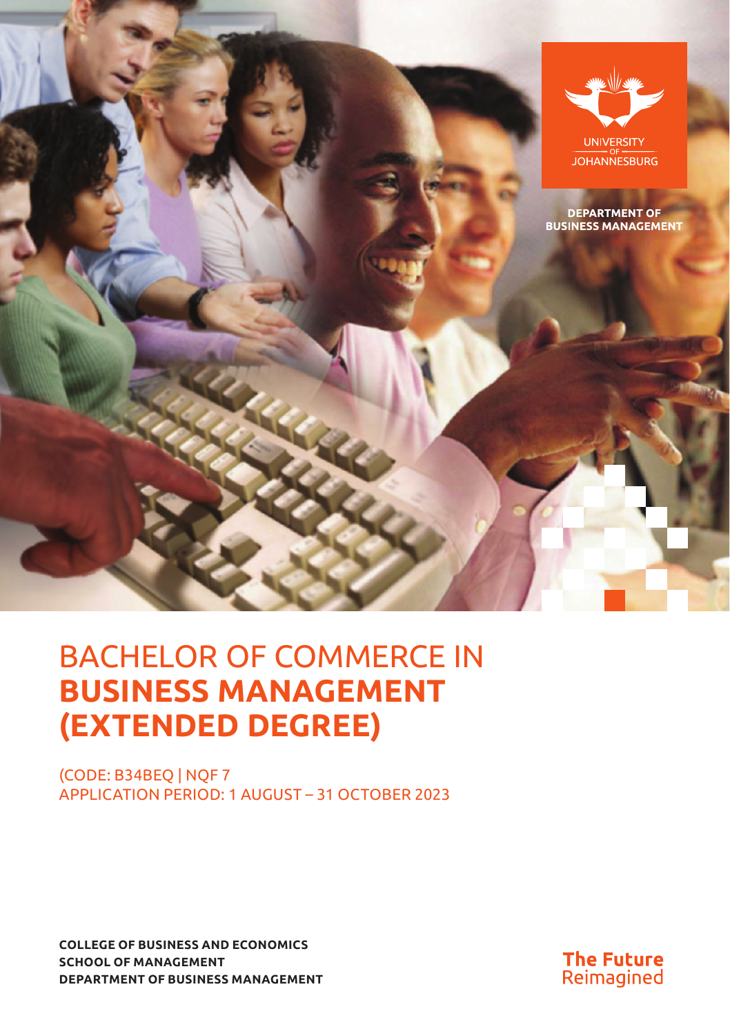UNIVERSITY OF JOHANNESBURG

DEPARTMENT OF BUSINESS MANAGEMENT

# BACHELOR OF COMMERCE IN **BUSINESS MANAGEMENT (EXTENDED DEGREE)**

(CODE: B34BEQ | NQF 7
APPLICATION PERIOD: 1 AUGUST – 31 OCTOBER 2023

**COLLEGE OF BUSINESS AND ECONOMICS**
**SCHOOL OF MANAGEMENT**
**DEPARTMENT OF BUSINESS MANAGEMENT**

**The Future** Reimagined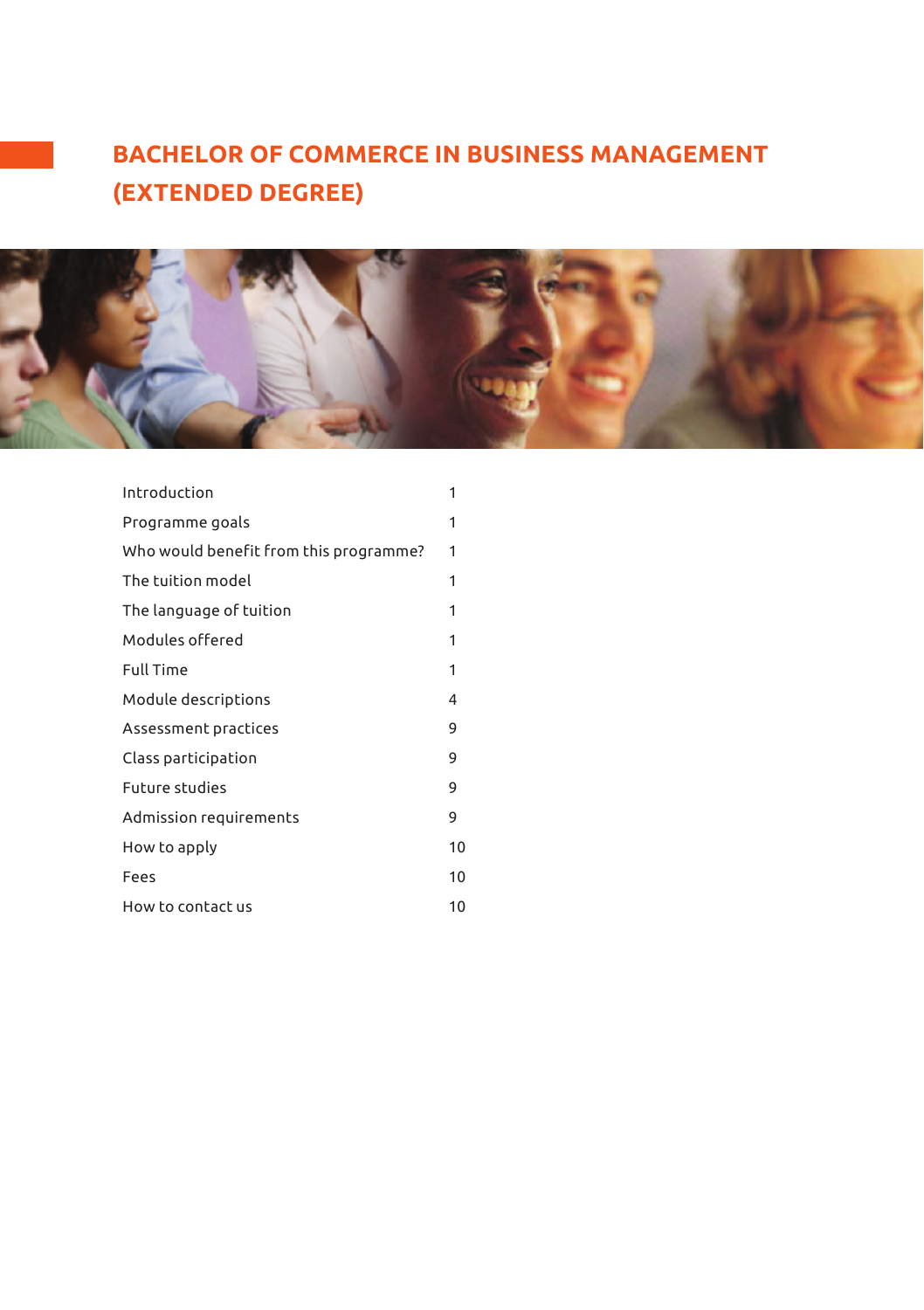# BACHELOR OF COMMERCE IN BUSINESS MANAGEMENT (EXTENDED DEGREE)

| | |
|---|---|
| Introduction | 1 |
| Programme goals | 1 |
| Who would benefit from this programme? | 1 |
| The tuition model | 1 |
| The language of tuition | 1 |
| Modules offered | 1 |
| Full Time | 1 |
| Module descriptions | 4 |
| Assessment practices | 9 |
| Class participation | 9 |
| Future studies | 9 |
| Admission requirements | 9 |
| How to apply | 10 |
| Fees | 10 |
| How to contact us | 10 |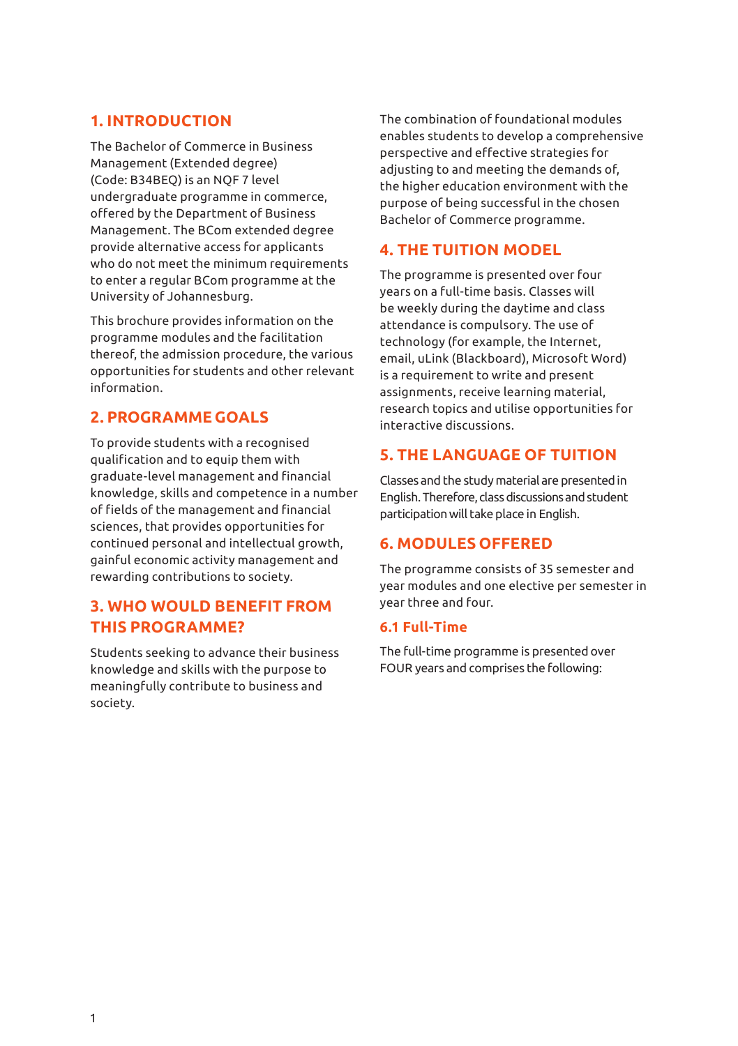## 1. INTRODUCTION

The Bachelor of Commerce in Business Management (Extended degree) (Code: B34BEQ) is an NQF 7 level undergraduate programme in commerce, offered by the Department of Business Management. The BCom extended degree provide alternative access for applicants who do not meet the minimum requirements to enter a regular BCom programme at the University of Johannesburg.

This brochure provides information on the programme modules and the facilitation thereof, the admission procedure, the various opportunities for students and other relevant information.

## 2. PROGRAMME GOALS

To provide students with a recognised qualification and to equip them with graduate-level management and financial knowledge, skills and competence in a number of fields of the management and financial sciences, that provides opportunities for continued personal and intellectual growth, gainful economic activity management and rewarding contributions to society.

## 3. WHO WOULD BENEFIT FROM THIS PROGRAMME?

Students seeking to advance their business knowledge and skills with the purpose to meaningfully contribute to business and society.

The combination of foundational modules enables students to develop a comprehensive perspective and effective strategies for adjusting to and meeting the demands of, the higher education environment with the purpose of being successful in the chosen Bachelor of Commerce programme.

## 4. THE TUITION MODEL

The programme is presented over four years on a full-time basis. Classes will be weekly during the daytime and class attendance is compulsory. The use of technology (for example, the Internet, email, uLink (Blackboard), Microsoft Word) is a requirement to write and present assignments, receive learning material, research topics and utilise opportunities for interactive discussions.

## 5. THE LANGUAGE OF TUITION

Classes and the study material are presented in English. Therefore, class discussions and student participation will take place in English.

## 6. MODULES OFFERED

The programme consists of 35 semester and year modules and one elective per semester in year three and four.

### 6.1 Full-Time

The full-time programme is presented over FOUR years and comprises the following: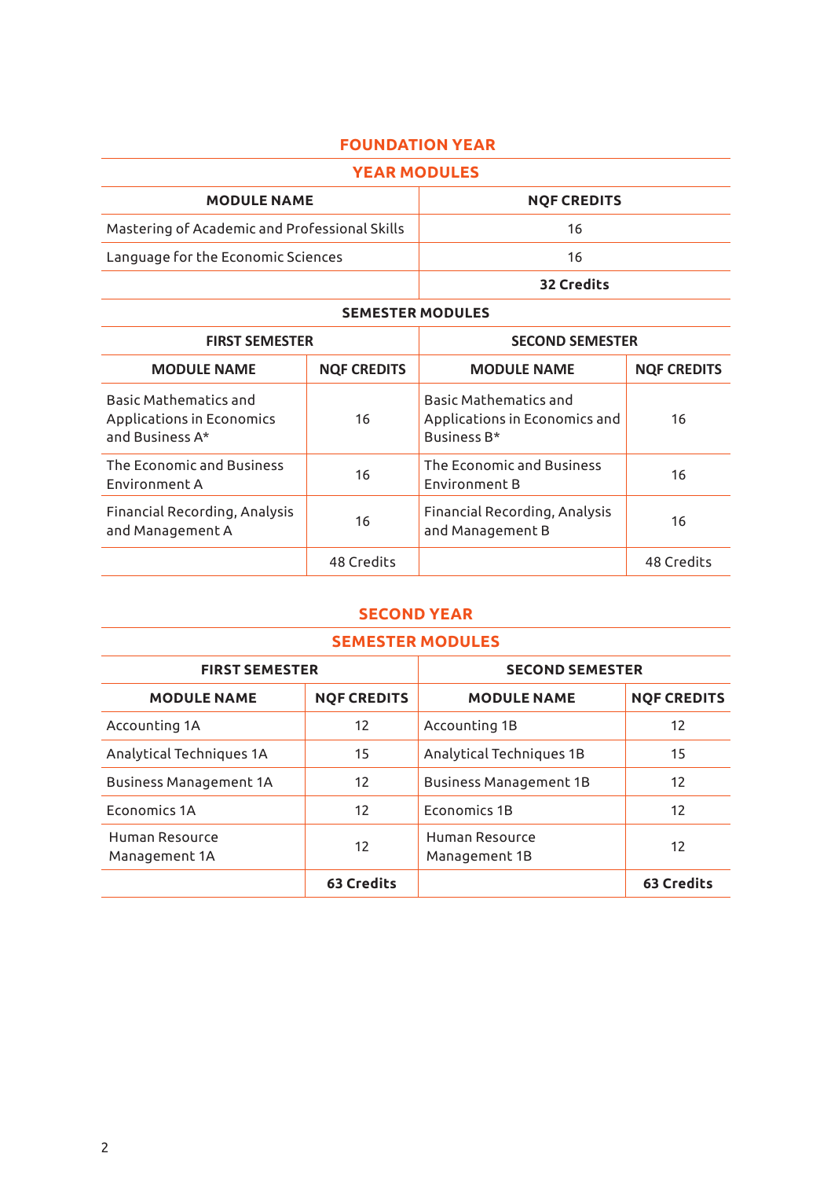## FOUNDATION YEAR

### YEAR MODULES

| MODULE NAME | NQF CREDITS |
|---|---|
| Mastering of Academic and Professional Skills | 16 |
| Language for the Economic Sciences | 16 |
| | **32 Credits** |

### SEMESTER MODULES

| FIRST SEMESTER | | SECOND SEMESTER | |
|---|---|---|---|
| **MODULE NAME** | **NQF CREDITS** | **MODULE NAME** | **NQF CREDITS** |
| Basic Mathematics and Applications in Economics and Business A* | 16 | Basic Mathematics and Applications in Economics and Business B* | 16 |
| The Economic and Business Environment A | 16 | The Economic and Business Environment B | 16 |
| Financial Recording, Analysis and Management A | 16 | Financial Recording, Analysis and Management B | 16 |
| | 48 Credits | | 48 Credits |

## SECOND YEAR

### SEMESTER MODULES

| FIRST SEMESTER | | SECOND SEMESTER | |
|---|---|---|---|
| **MODULE NAME** | **NQF CREDITS** | **MODULE NAME** | **NQF CREDITS** |
| Accounting 1A | 12 | Accounting 1B | 12 |
| Analytical Techniques 1A | 15 | Analytical Techniques 1B | 15 |
| Business Management 1A | 12 | Business Management 1B | 12 |
| Economics 1A | 12 | Economics 1B | 12 |
| Human Resource Management 1A | 12 | Human Resource Management 1B | 12 |
| | **63 Credits** | | **63 Credits** |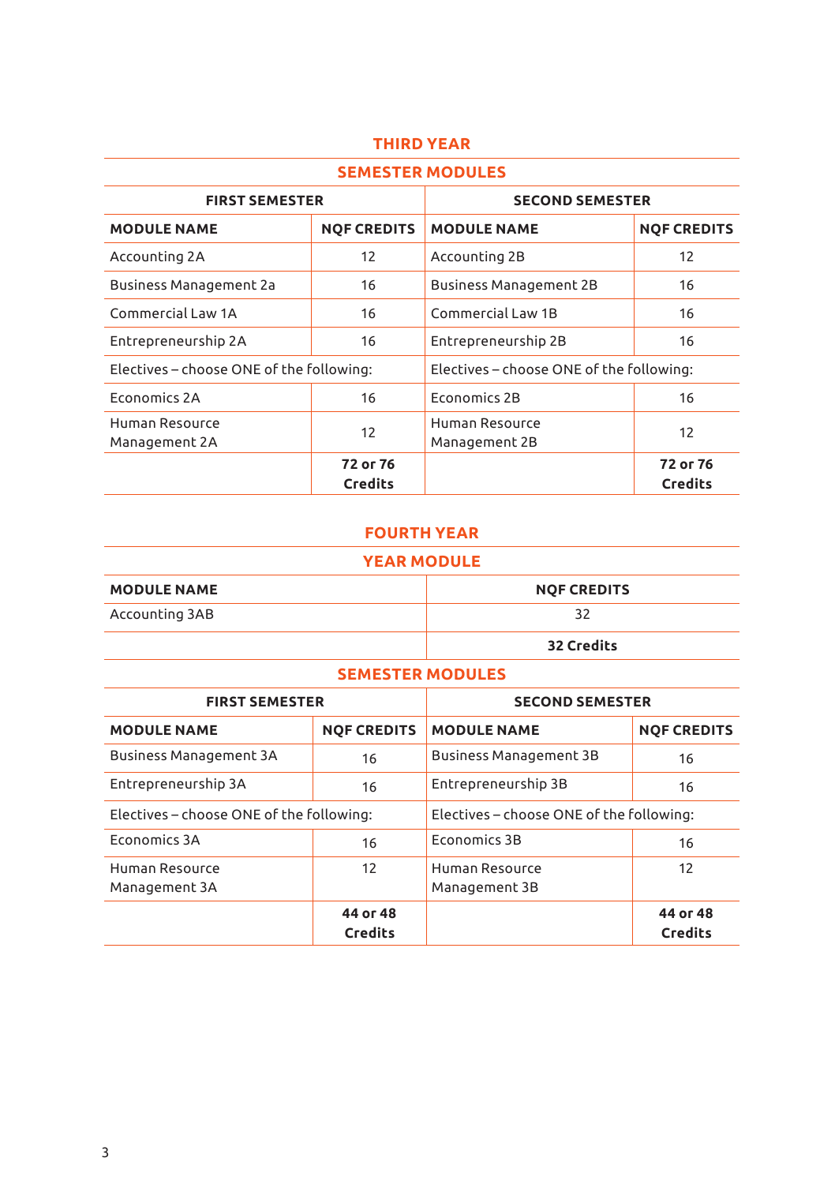## THIRD YEAR

### SEMESTER MODULES

| FIRST SEMESTER | | SECOND SEMESTER | |
|---|---|---|---|
| **MODULE NAME** | **NQF CREDITS** | **MODULE NAME** | **NQF CREDITS** |
| Accounting 2A | 12 | Accounting 2B | 12 |
| Business Management 2a | 16 | Business Management 2B | 16 |
| Commercial Law 1A | 16 | Commercial Law 1B | 16 |
| Entrepreneurship 2A | 16 | Entrepreneurship 2B | 16 |
| Electives – choose ONE of the following: | | Electives – choose ONE of the following: | |
| Economics 2A | 16 | Economics 2B | 16 |
| Human Resource Management 2A | 12 | Human Resource Management 2B | 12 |
| | **72 or 76 Credits** | | **72 or 76 Credits** |

## FOURTH YEAR

### YEAR MODULE

| MODULE NAME | NQF CREDITS |
|---|---|
| Accounting 3AB | 32 |
| | **32 Credits** |

### SEMESTER MODULES

| FIRST SEMESTER | | SECOND SEMESTER | |
|---|---|---|---|
| **MODULE NAME** | **NQF CREDITS** | **MODULE NAME** | **NQF CREDITS** |
| Business Management 3A | 16 | Business Management 3B | 16 |
| Entrepreneurship 3A | 16 | Entrepreneurship 3B | 16 |
| Electives – choose ONE of the following: | | Electives – choose ONE of the following: | |
| Economics 3A | 16 | Economics 3B | 16 |
| Human Resource Management 3A | 12 | Human Resource Management 3B | 12 |
| | **44 or 48 Credits** | | **44 or 48 Credits** |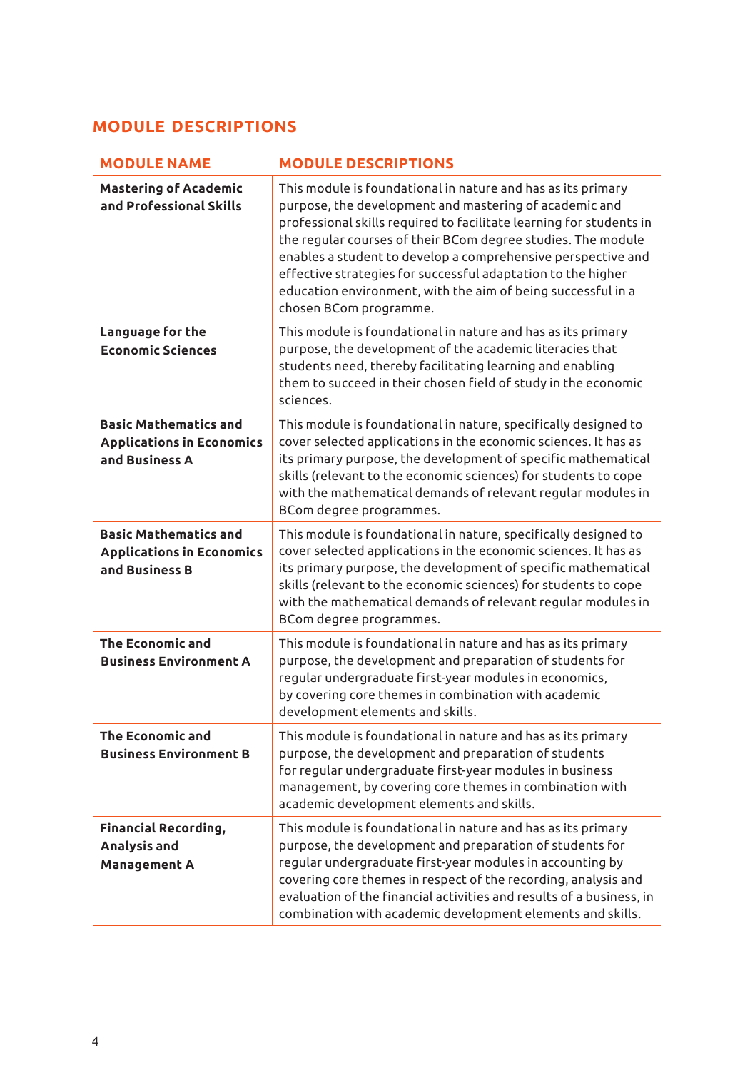## MODULE DESCRIPTIONS

| MODULE NAME | MODULE DESCRIPTIONS |
|---|---|
| **Mastering of Academic and Professional Skills** | This module is foundational in nature and has as its primary purpose, the development and mastering of academic and professional skills required to facilitate learning for students in the regular courses of their BCom degree studies. The module enables a student to develop a comprehensive perspective and effective strategies for successful adaptation to the higher education environment, with the aim of being successful in a chosen BCom programme. |
| **Language for the Economic Sciences** | This module is foundational in nature and has as its primary purpose, the development of the academic literacies that students need, thereby facilitating learning and enabling them to succeed in their chosen field of study in the economic sciences. |
| **Basic Mathematics and Applications in Economics and Business A** | This module is foundational in nature, specifically designed to cover selected applications in the economic sciences. It has as its primary purpose, the development of specific mathematical skills (relevant to the economic sciences) for students to cope with the mathematical demands of relevant regular modules in BCom degree programmes. |
| **Basic Mathematics and Applications in Economics and Business B** | This module is foundational in nature, specifically designed to cover selected applications in the economic sciences. It has as its primary purpose, the development of specific mathematical skills (relevant to the economic sciences) for students to cope with the mathematical demands of relevant regular modules in BCom degree programmes. |
| **The Economic and Business Environment A** | This module is foundational in nature and has as its primary purpose, the development and preparation of students for regular undergraduate first-year modules in economics, by covering core themes in combination with academic development elements and skills. |
| **The Economic and Business Environment B** | This module is foundational in nature and has as its primary purpose, the development and preparation of students for regular undergraduate first-year modules in business management, by covering core themes in combination with academic development elements and skills. |
| **Financial Recording, Analysis and Management A** | This module is foundational in nature and has as its primary purpose, the development and preparation of students for regular undergraduate first-year modules in accounting by covering core themes in respect of the recording, analysis and evaluation of the financial activities and results of a business, in combination with academic development elements and skills. |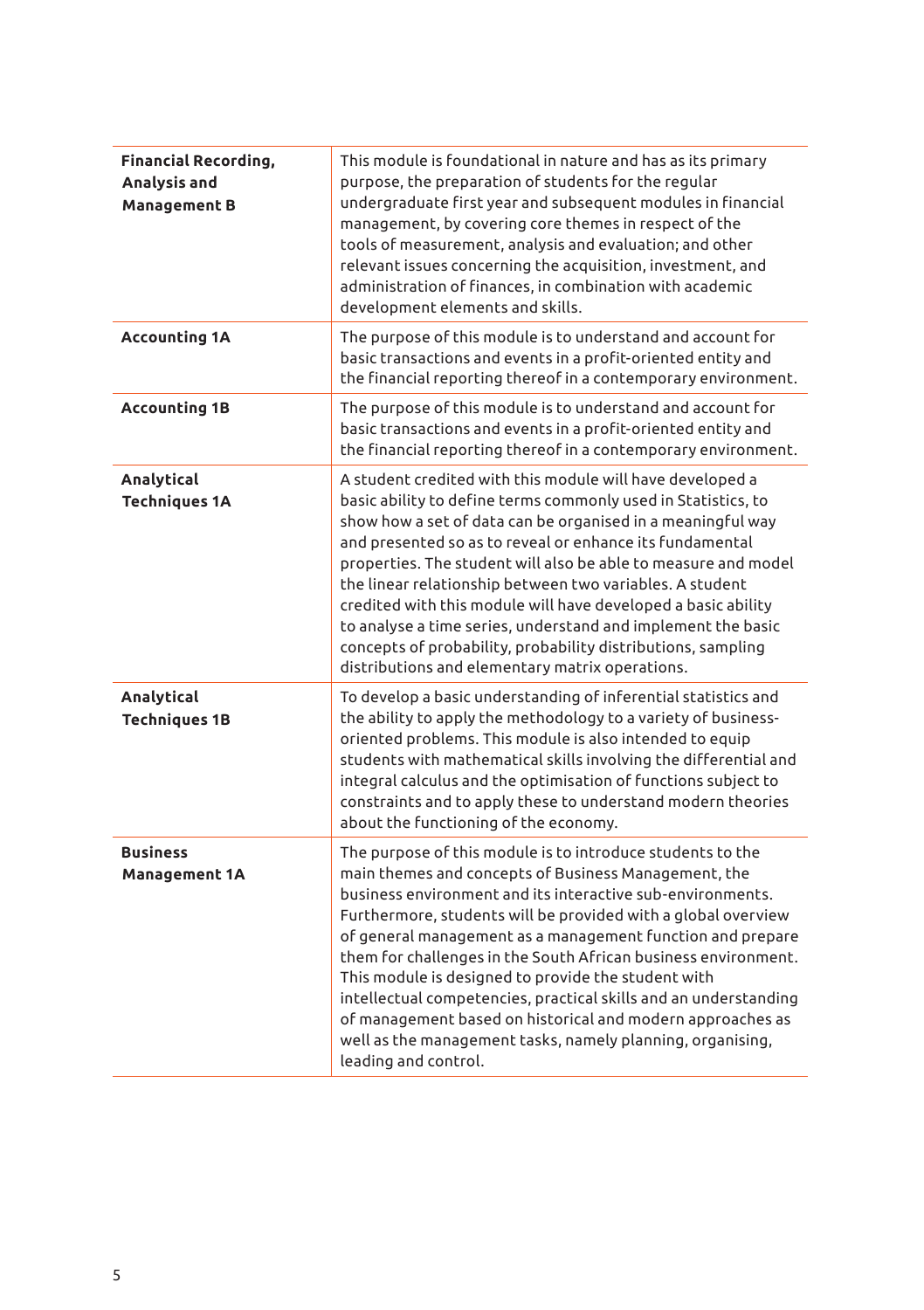| | |
|---|---|
| **Financial Recording, Analysis and Management B** | This module is foundational in nature and has as its primary purpose, the preparation of students for the regular undergraduate first year and subsequent modules in financial management, by covering core themes in respect of the tools of measurement, analysis and evaluation; and other relevant issues concerning the acquisition, investment, and administration of finances, in combination with academic development elements and skills. |
| **Accounting 1A** | The purpose of this module is to understand and account for basic transactions and events in a profit-oriented entity and the financial reporting thereof in a contemporary environment. |
| **Accounting 1B** | The purpose of this module is to understand and account for basic transactions and events in a profit-oriented entity and the financial reporting thereof in a contemporary environment. |
| **Analytical Techniques 1A** | A student credited with this module will have developed a basic ability to define terms commonly used in Statistics, to show how a set of data can be organised in a meaningful way and presented so as to reveal or enhance its fundamental properties. The student will also be able to measure and model the linear relationship between two variables. A student credited with this module will have developed a basic ability to analyse a time series, understand and implement the basic concepts of probability, probability distributions, sampling distributions and elementary matrix operations. |
| **Analytical Techniques 1B** | To develop a basic understanding of inferential statistics and the ability to apply the methodology to a variety of business-oriented problems. This module is also intended to equip students with mathematical skills involving the differential and integral calculus and the optimisation of functions subject to constraints and to apply these to understand modern theories about the functioning of the economy. |
| **Business Management 1A** | The purpose of this module is to introduce students to the main themes and concepts of Business Management, the business environment and its interactive sub-environments. Furthermore, students will be provided with a global overview of general management as a management function and prepare them for challenges in the South African business environment. This module is designed to provide the student with intellectual competencies, practical skills and an understanding of management based on historical and modern approaches as well as the management tasks, namely planning, organising, leading and control. |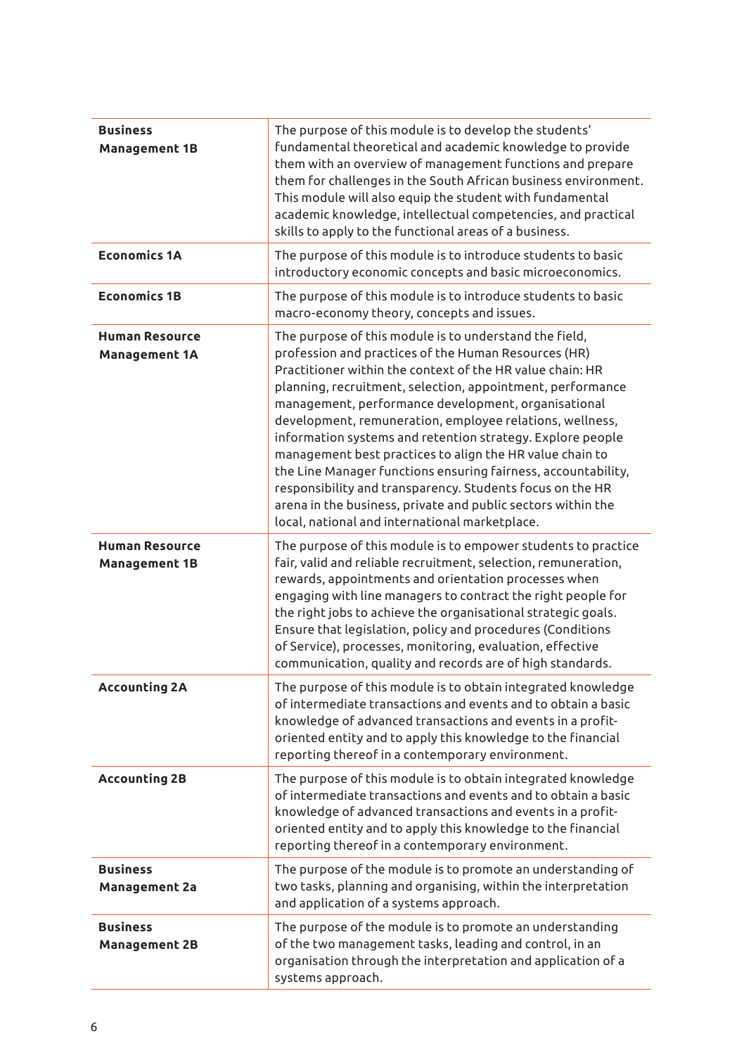| | |
|---|---|
| **Business Management 1B** | The purpose of this module is to develop the students' fundamental theoretical and academic knowledge to provide them with an overview of management functions and prepare them for challenges in the South African business environment. This module will also equip the student with fundamental academic knowledge, intellectual competencies, and practical skills to apply to the functional areas of a business. |
| **Economics 1A** | The purpose of this module is to introduce students to basic introductory economic concepts and basic microeconomics. |
| **Economics 1B** | The purpose of this module is to introduce students to basic macro-economy theory, concepts and issues. |
| **Human Resource Management 1A** | The purpose of this module is to understand the field, profession and practices of the Human Resources (HR) Practitioner within the context of the HR value chain: HR planning, recruitment, selection, appointment, performance management, performance development, organisational development, remuneration, employee relations, wellness, information systems and retention strategy. Explore people management best practices to align the HR value chain to the Line Manager functions ensuring fairness, accountability, responsibility and transparency. Students focus on the HR arena in the business, private and public sectors within the local, national and international marketplace. |
| **Human Resource Management 1B** | The purpose of this module is to empower students to practice fair, valid and reliable recruitment, selection, remuneration, rewards, appointments and orientation processes when engaging with line managers to contract the right people for the right jobs to achieve the organisational strategic goals. Ensure that legislation, policy and procedures (Conditions of Service), processes, monitoring, evaluation, effective communication, quality and records are of high standards. |
| **Accounting 2A** | The purpose of this module is to obtain integrated knowledge of intermediate transactions and events and to obtain a basic knowledge of advanced transactions and events in a profit-oriented entity and to apply this knowledge to the financial reporting thereof in a contemporary environment. |
| **Accounting 2B** | The purpose of this module is to obtain integrated knowledge of intermediate transactions and events and to obtain a basic knowledge of advanced transactions and events in a profit-oriented entity and to apply this knowledge to the financial reporting thereof in a contemporary environment. |
| **Business Management 2a** | The purpose of the module is to promote an understanding of two tasks, planning and organising, within the interpretation and application of a systems approach. |
| **Business Management 2B** | The purpose of the module is to promote an understanding of the two management tasks, leading and control, in an organisation through the interpretation and application of a systems approach. |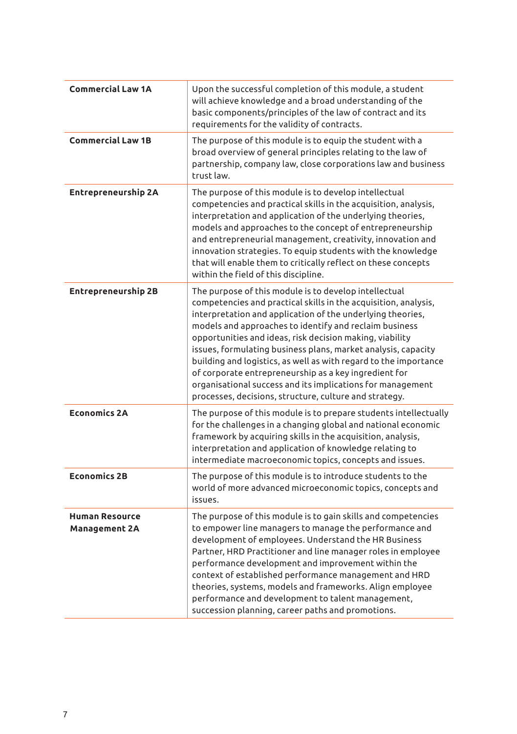| | |
|---|---|
| **Commercial Law 1A** | Upon the successful completion of this module, a student will achieve knowledge and a broad understanding of the basic components/principles of the law of contract and its requirements for the validity of contracts. |
| **Commercial Law 1B** | The purpose of this module is to equip the student with a broad overview of general principles relating to the law of partnership, company law, close corporations law and business trust law. |
| **Entrepreneurship 2A** | The purpose of this module is to develop intellectual competencies and practical skills in the acquisition, analysis, interpretation and application of the underlying theories, models and approaches to the concept of entrepreneurship and entrepreneurial management, creativity, innovation and innovation strategies. To equip students with the knowledge that will enable them to critically reflect on these concepts within the field of this discipline. |
| **Entrepreneurship 2B** | The purpose of this module is to develop intellectual competencies and practical skills in the acquisition, analysis, interpretation and application of the underlying theories, models and approaches to identify and reclaim business opportunities and ideas, risk decision making, viability issues, formulating business plans, market analysis, capacity building and logistics, as well as with regard to the importance of corporate entrepreneurship as a key ingredient for organisational success and its implications for management processes, decisions, structure, culture and strategy. |
| **Economics 2A** | The purpose of this module is to prepare students intellectually for the challenges in a changing global and national economic framework by acquiring skills in the acquisition, analysis, interpretation and application of knowledge relating to intermediate macroeconomic topics, concepts and issues. |
| **Economics 2B** | The purpose of this module is to introduce students to the world of more advanced microeconomic topics, concepts and issues. |
| **Human Resource Management 2A** | The purpose of this module is to gain skills and competencies to empower line managers to manage the performance and development of employees. Understand the HR Business Partner, HRD Practitioner and line manager roles in employee performance development and improvement within the context of established performance management and HRD theories, systems, models and frameworks. Align employee performance and development to talent management, succession planning, career paths and promotions. |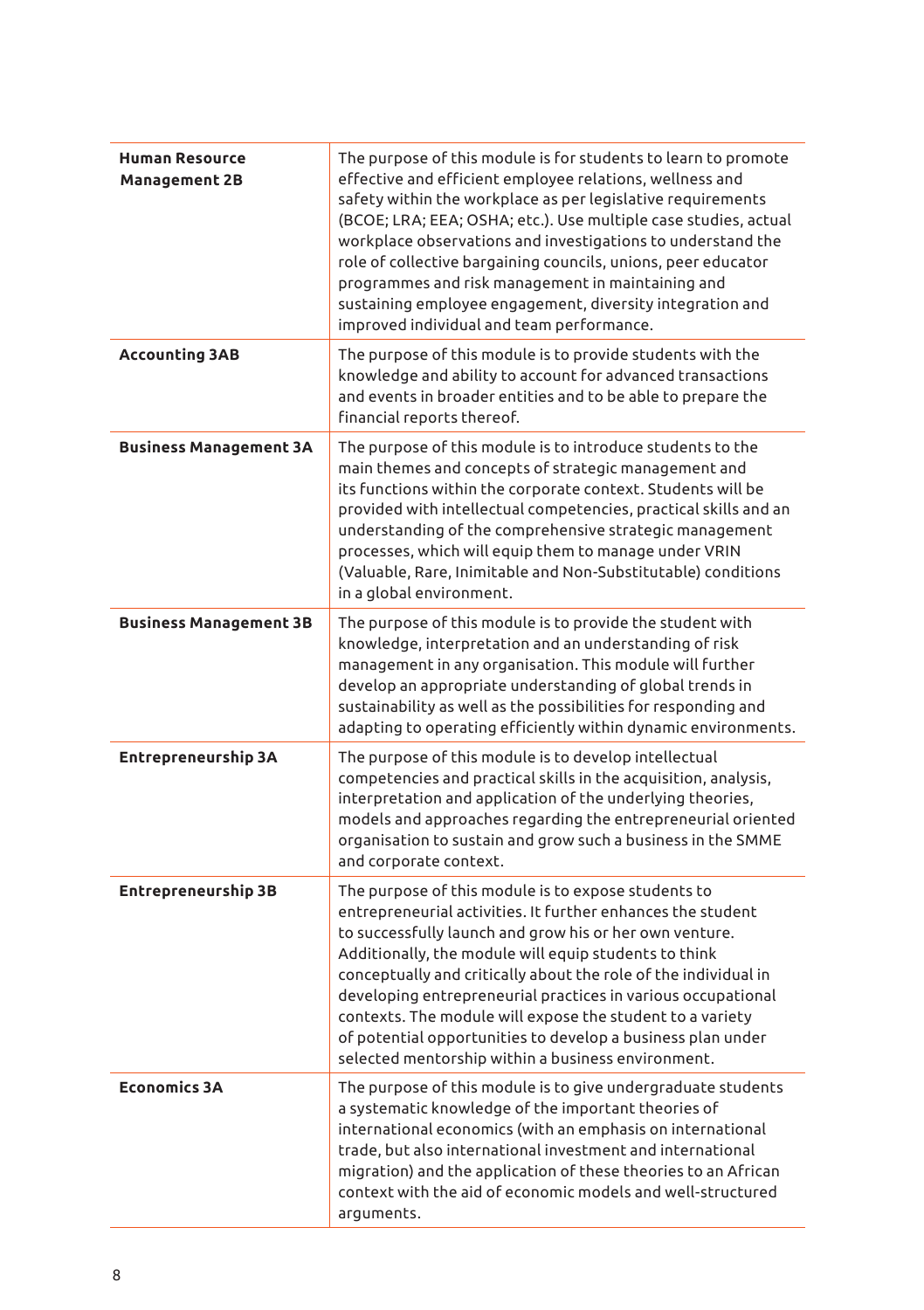| | |
|---|---|
| **Human Resource Management 2B** | The purpose of this module is for students to learn to promote effective and efficient employee relations, wellness and safety within the workplace as per legislative requirements (BCOE; LRA; EEA; OSHA; etc.). Use multiple case studies, actual workplace observations and investigations to understand the role of collective bargaining councils, unions, peer educator programmes and risk management in maintaining and sustaining employee engagement, diversity integration and improved individual and team performance. |
| **Accounting 3AB** | The purpose of this module is to provide students with the knowledge and ability to account for advanced transactions and events in broader entities and to be able to prepare the financial reports thereof. |
| **Business Management 3A** | The purpose of this module is to introduce students to the main themes and concepts of strategic management and its functions within the corporate context. Students will be provided with intellectual competencies, practical skills and an understanding of the comprehensive strategic management processes, which will equip them to manage under VRIN (Valuable, Rare, Inimitable and Non-Substitutable) conditions in a global environment. |
| **Business Management 3B** | The purpose of this module is to provide the student with knowledge, interpretation and an understanding of risk management in any organisation. This module will further develop an appropriate understanding of global trends in sustainability as well as the possibilities for responding and adapting to operating efficiently within dynamic environments. |
| **Entrepreneurship 3A** | The purpose of this module is to develop intellectual competencies and practical skills in the acquisition, analysis, interpretation and application of the underlying theories, models and approaches regarding the entrepreneurial oriented organisation to sustain and grow such a business in the SMME and corporate context. |
| **Entrepreneurship 3B** | The purpose of this module is to expose students to entrepreneurial activities. It further enhances the student to successfully launch and grow his or her own venture. Additionally, the module will equip students to think conceptually and critically about the role of the individual in developing entrepreneurial practices in various occupational contexts. The module will expose the student to a variety of potential opportunities to develop a business plan under selected mentorship within a business environment. |
| **Economics 3A** | The purpose of this module is to give undergraduate students a systematic knowledge of the important theories of international economics (with an emphasis on international trade, but also international investment and international migration) and the application of these theories to an African context with the aid of economic models and well-structured arguments. |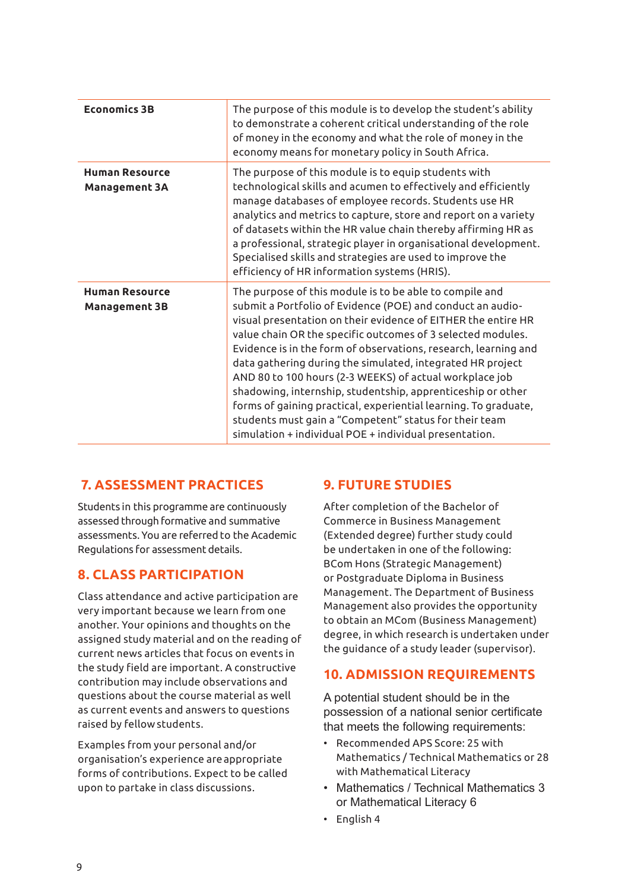| | |
|---|---|
| **Economics 3B** | The purpose of this module is to develop the student's ability to demonstrate a coherent critical understanding of the role of money in the economy and what the role of money in the economy means for monetary policy in South Africa. |
| **Human Resource Management 3A** | The purpose of this module is to equip students with technological skills and acumen to effectively and efficiently manage databases of employee records. Students use HR analytics and metrics to capture, store and report on a variety of datasets within the HR value chain thereby affirming HR as a professional, strategic player in organisational development. Specialised skills and strategies are used to improve the efficiency of HR information systems (HRIS). |
| **Human Resource Management 3B** | The purpose of this module is to be able to compile and submit a Portfolio of Evidence (POE) and conduct an audio-visual presentation on their evidence of EITHER the entire HR value chain OR the specific outcomes of 3 selected modules. Evidence is in the form of observations, research, learning and data gathering during the simulated, integrated HR project AND 80 to 100 hours (2-3 WEEKS) of actual workplace job shadowing, internship, studentship, apprenticeship or other forms of gaining practical, experiential learning. To graduate, students must gain a "Competent" status for their team simulation + individual POE + individual presentation. |

## 7. ASSESSMENT PRACTICES

Students in this programme are continuously assessed through formative and summative assessments. You are referred to the Academic Regulations for assessment details.

## 8. CLASS PARTICIPATION

Class attendance and active participation are very important because we learn from one another. Your opinions and thoughts on the assigned study material and on the reading of current news articles that focus on events in the study field are important. A constructive contribution may include observations and questions about the course material as well as current events and answers to questions raised by fellow students.

Examples from your personal and/or organisation's experience are appropriate forms of contributions. Expect to be called upon to partake in class discussions.

## 9. FUTURE STUDIES

After completion of the Bachelor of Commerce in Business Management (Extended degree) further study could be undertaken in one of the following: BCom Hons (Strategic Management) or Postgraduate Diploma in Business Management. The Department of Business Management also provides the opportunity to obtain an MCom (Business Management) degree, in which research is undertaken under the guidance of a study leader (supervisor).

## 10. ADMISSION REQUIREMENTS

A potential student should be in the possession of a national senior certificate that meets the following requirements:

- Recommended APS Score: 25 with Mathematics / Technical Mathematics or 28 with Mathematical Literacy
- Mathematics / Technical Mathematics 3 or Mathematical Literacy 6
- English 4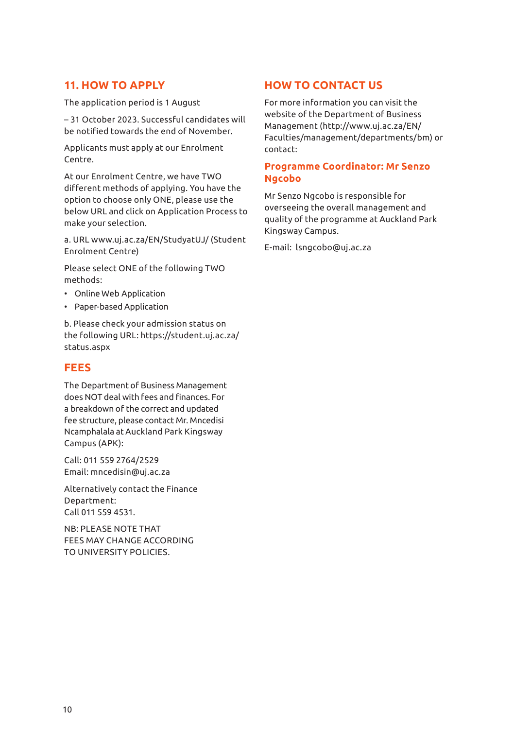## 11. HOW TO APPLY

The application period is 1 August

– 31 October 2023. Successful candidates will be notified towards the end of November.

Applicants must apply at our Enrolment Centre.

At our Enrolment Centre, we have TWO different methods of applying. You have the option to choose only ONE, please use the below URL and click on Application Process to make your selection.

a. URL www.uj.ac.za/EN/StudyatUJ/ (Student Enrolment Centre)

Please select ONE of the following TWO methods:

- Online Web Application
- Paper-based Application

b. Please check your admission status on the following URL: https://student.uj.ac.za/status.aspx

## FEES

The Department of Business Management does NOT deal with fees and finances. For a breakdown of the correct and updated fee structure, please contact Mr. Mncedisi Ncamphalala at Auckland Park Kingsway Campus (APK):

Call: 011 559 2764/2529
Email: mncedisin@uj.ac.za

Alternatively contact the Finance Department:
Call 011 559 4531.

NB: PLEASE NOTE THAT FEES MAY CHANGE ACCORDING TO UNIVERSITY POLICIES.

## HOW TO CONTACT US

For more information you can visit the website of the Department of Business Management (http://www.uj.ac.za/EN/Faculties/management/departments/bm) or contact:

### Programme Coordinator: Mr Senzo Ngcobo

Mr Senzo Ngcobo is responsible for overseeing the overall management and quality of the programme at Auckland Park Kingsway Campus.

E-mail: lsngcobo@uj.ac.za